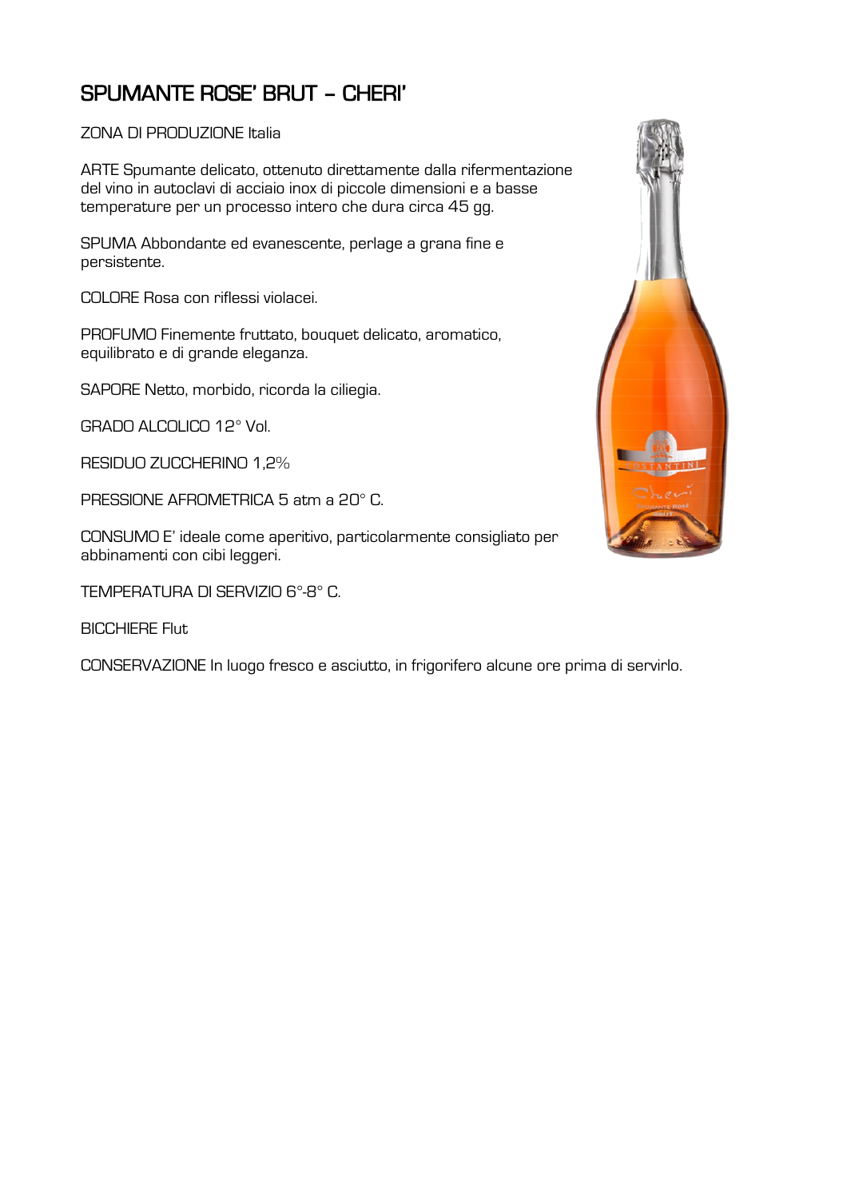# SPUMANTE ROSE' BRUT – CHERI'

ZONA DI PRODUZIONE Italia

ARTE Spumante delicato, ottenuto direttamente dalla rifermentazione del vino in autoclavi di acciaio inox di piccole dimensioni e a basse temperature per un processo intero che dura circa 45 gg.

SPUMA Abbondante ed evanescente, perlage a grana fine e persistente.

COLORE Rosa con riflessi violacei.

PROFUMO Finemente fruttato, bouquet delicato, aromatico, equilibrato e di grande eleganza.

SAPORE Netto, morbido, ricorda la ciliegia.

GRADO ALCOLICO 12° Vol.

RESIDUO ZUCCHERINO 1,2%

PRESSIONE AFROMETRICA 5 atm a 20° C.

CONSUMO E' ideale come aperitivo, particolarmente consigliato per abbinamenti con cibi leggeri.

TEMPERATURA DI SERVIZIO 6°-8° C.

BICCHIERE Flut

CONSERVAZIONE In luogo fresco e asciutto, in frigorifero alcune ore prima di servirlo.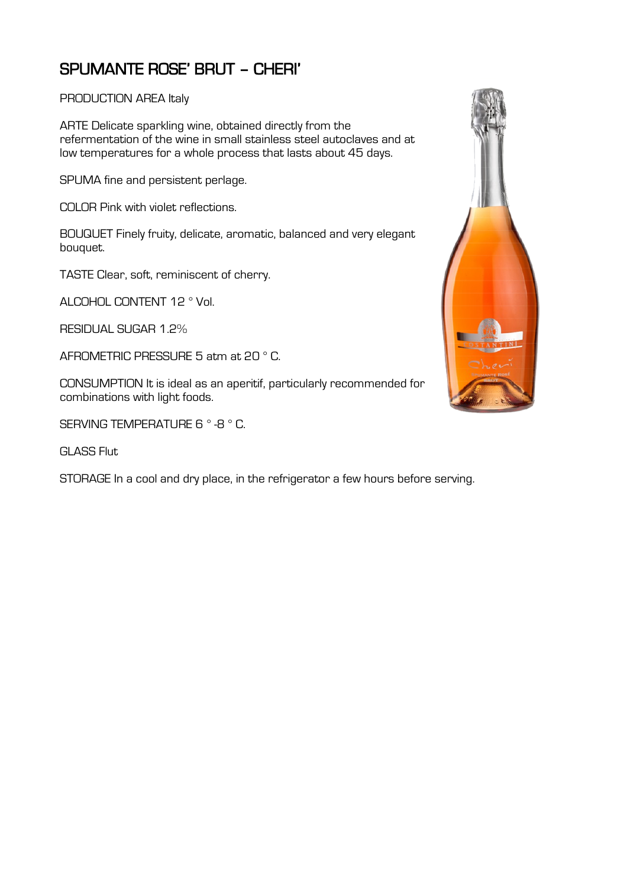# SPUMANTE ROSE' BRUT – CHERI'

PRODUCTION AREA Italy

ARTE Delicate sparkling wine, obtained directly from the refermentation of the wine in small stainless steel autoclaves and at low temperatures for a whole process that lasts about 45 days.

SPUMA fine and persistent perlage.

COLOR Pink with violet reflections.

BOUQUET Finely fruity, delicate, aromatic, balanced and very elegant bouquet.

TASTE Clear, soft, reminiscent of cherry.

ALCOHOL CONTENT 12 ° Vol.

RESIDUAL SUGAR 1.2%

AFROMETRIC PRESSURE 5 atm at 20 ° C.

CONSUMPTION It is ideal as an aperitif, particularly recommended for combinations with light foods.

SERVING TEMPERATURE 6 ° -8 ° C.

GLASS Flut

STORAGE In a cool and dry place, in the refrigerator a few hours before serving.